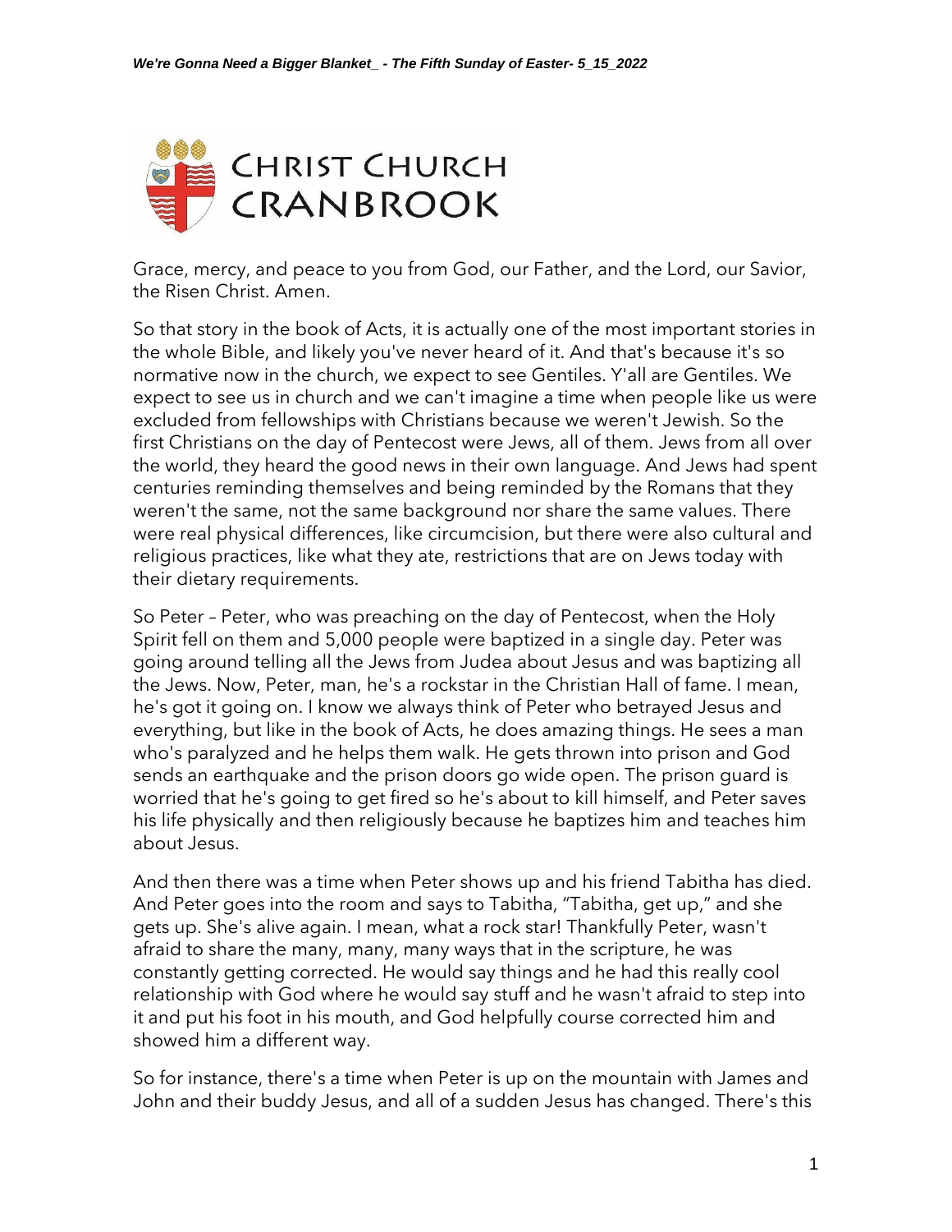Grace, mercy, and peace to you from God, our Father, and the Lord, our Savior, the Risen Christ. Amen.

So that story in the book of Acts, it is actually one of the most important stories in the whole Bible, and likely you've never heard of it. And that's because it's so normative now in the church, we expect to see Gentiles. Y'all are Gentiles. We expect to see us in church and we can't imagine a time when people like us were excluded from fellowships with Christians because we weren't Jewish. So the first Christians on the day of Pentecost were Jews, all of them. Jews from all over the world, they heard the good news in their own language. And Jews had spent centuries reminding themselves and being reminded by the Romans that they weren't the same, not the same background nor share the same values. There were real physical differences, like circumcision, but there were also cultural and religious practices, like what they ate, restrictions that are on Jews today with their dietary requirements.

So Peter – Peter, who was preaching on the day of Pentecost, when the Holy Spirit fell on them and 5,000 people were baptized in a single day. Peter was going around telling all the Jews from Judea about Jesus and was baptizing all the Jews. Now, Peter, man, he's a rockstar in the Christian Hall of fame. I mean, he's got it going on. I know we always think of Peter who betrayed Jesus and everything, but like in the book of Acts, he does amazing things. He sees a man who's paralyzed and he helps them walk. He gets thrown into prison and God sends an earthquake and the prison doors go wide open. The prison guard is worried that he's going to get fired so he's about to kill himself, and Peter saves his life physically and then religiously because he baptizes him and teaches him about Jesus.

And then there was a time when Peter shows up and his friend Tabitha has died. And Peter goes into the room and says to Tabitha, "Tabitha, get up," and she gets up. She's alive again. I mean, what a rock star! Thankfully Peter, wasn't afraid to share the many, many, many ways that in the scripture, he was constantly getting corrected. He would say things and he had this really cool relationship with God where he would say stuff and he wasn't afraid to step into it and put his foot in his mouth, and God helpfully course corrected him and showed him a different way.

So for instance, there's a time when Peter is up on the mountain with James and John and their buddy Jesus, and all of a sudden Jesus has changed. There's this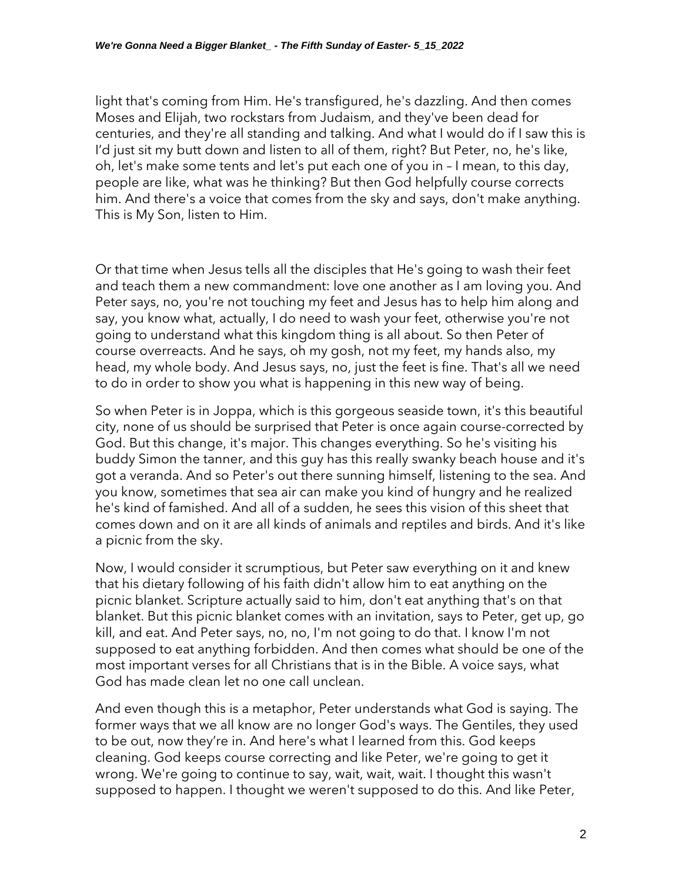light that's coming from Him. He's transfigured, he's dazzling. And then comes Moses and Elijah, two rockstars from Judaism, and they've been dead for centuries, and they're all standing and talking. And what I would do if I saw this is I'd just sit my butt down and listen to all of them, right? But Peter, no, he's like, oh, let's make some tents and let's put each one of you in – I mean, to this day, people are like, what was he thinking? But then God helpfully course corrects him. And there's a voice that comes from the sky and says, don't make anything. This is My Son, listen to Him.

Or that time when Jesus tells all the disciples that He's going to wash their feet and teach them a new commandment: love one another as I am loving you. And Peter says, no, you're not touching my feet and Jesus has to help him along and say, you know what, actually, I do need to wash your feet, otherwise you're not going to understand what this kingdom thing is all about. So then Peter of course overreacts. And he says, oh my gosh, not my feet, my hands also, my head, my whole body. And Jesus says, no, just the feet is fine. That's all we need to do in order to show you what is happening in this new way of being.

So when Peter is in Joppa, which is this gorgeous seaside town, it's this beautiful city, none of us should be surprised that Peter is once again course-corrected by God. But this change, it's major. This changes everything. So he's visiting his buddy Simon the tanner, and this guy has this really swanky beach house and it's got a veranda. And so Peter's out there sunning himself, listening to the sea. And you know, sometimes that sea air can make you kind of hungry and he realized he's kind of famished. And all of a sudden, he sees this vision of this sheet that comes down and on it are all kinds of animals and reptiles and birds. And it's like a picnic from the sky.

Now, I would consider it scrumptious, but Peter saw everything on it and knew that his dietary following of his faith didn't allow him to eat anything on the picnic blanket. Scripture actually said to him, don't eat anything that's on that blanket. But this picnic blanket comes with an invitation, says to Peter, get up, go kill, and eat. And Peter says, no, no, I'm not going to do that. I know I'm not supposed to eat anything forbidden. And then comes what should be one of the most important verses for all Christians that is in the Bible. A voice says, what God has made clean let no one call unclean.

And even though this is a metaphor, Peter understands what God is saying. The former ways that we all know are no longer God's ways. The Gentiles, they used to be out, now they're in. And here's what I learned from this. God keeps cleaning. God keeps course correcting and like Peter, we're going to get it wrong. We're going to continue to say, wait, wait, wait. I thought this wasn't supposed to happen. I thought we weren't supposed to do this. And like Peter,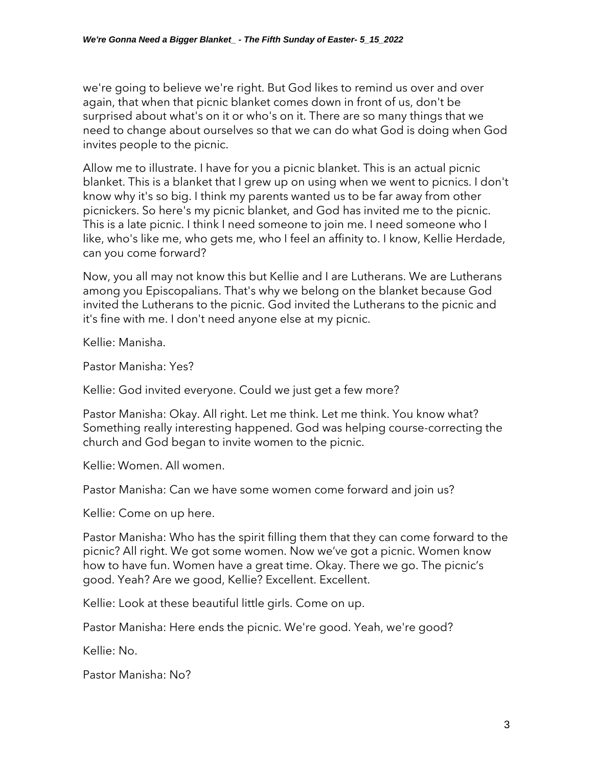we're going to believe we're right. But God likes to remind us over and over again, that when that picnic blanket comes down in front of us, don't be surprised about what's on it or who's on it. There are so many things that we need to change about ourselves so that we can do what God is doing when God invites people to the picnic.

Allow me to illustrate. I have for you a picnic blanket. This is an actual picnic blanket. This is a blanket that I grew up on using when we went to picnics. I don't know why it's so big. I think my parents wanted us to be far away from other picnickers. So here's my picnic blanket, and God has invited me to the picnic. This is a late picnic. I think I need someone to join me. I need someone who I like, who's like me, who gets me, who I feel an affinity to. I know, Kellie Herdade, can you come forward?

Now, you all may not know this but Kellie and I are Lutherans. We are Lutherans among you Episcopalians. That's why we belong on the blanket because God invited the Lutherans to the picnic. God invited the Lutherans to the picnic and it's fine with me. I don't need anyone else at my picnic.

Kellie: Manisha.

Pastor Manisha: Yes?

Kellie: God invited everyone. Could we just get a few more?

Pastor Manisha: Okay. All right. Let me think. Let me think. You know what? Something really interesting happened. God was helping course-correcting the church and God began to invite women to the picnic.

Kellie: Women. All women.

Pastor Manisha: Can we have some women come forward and join us?

Kellie: Come on up here.

Pastor Manisha: Who has the spirit filling them that they can come forward to the picnic? All right. We got some women. Now we've got a picnic. Women know how to have fun. Women have a great time. Okay. There we go. The picnic's good. Yeah? Are we good, Kellie? Excellent. Excellent.

Kellie: Look at these beautiful little girls. Come on up.

Pastor Manisha: Here ends the picnic. We're good. Yeah, we're good?

Kellie: No.

Pastor Manisha: No?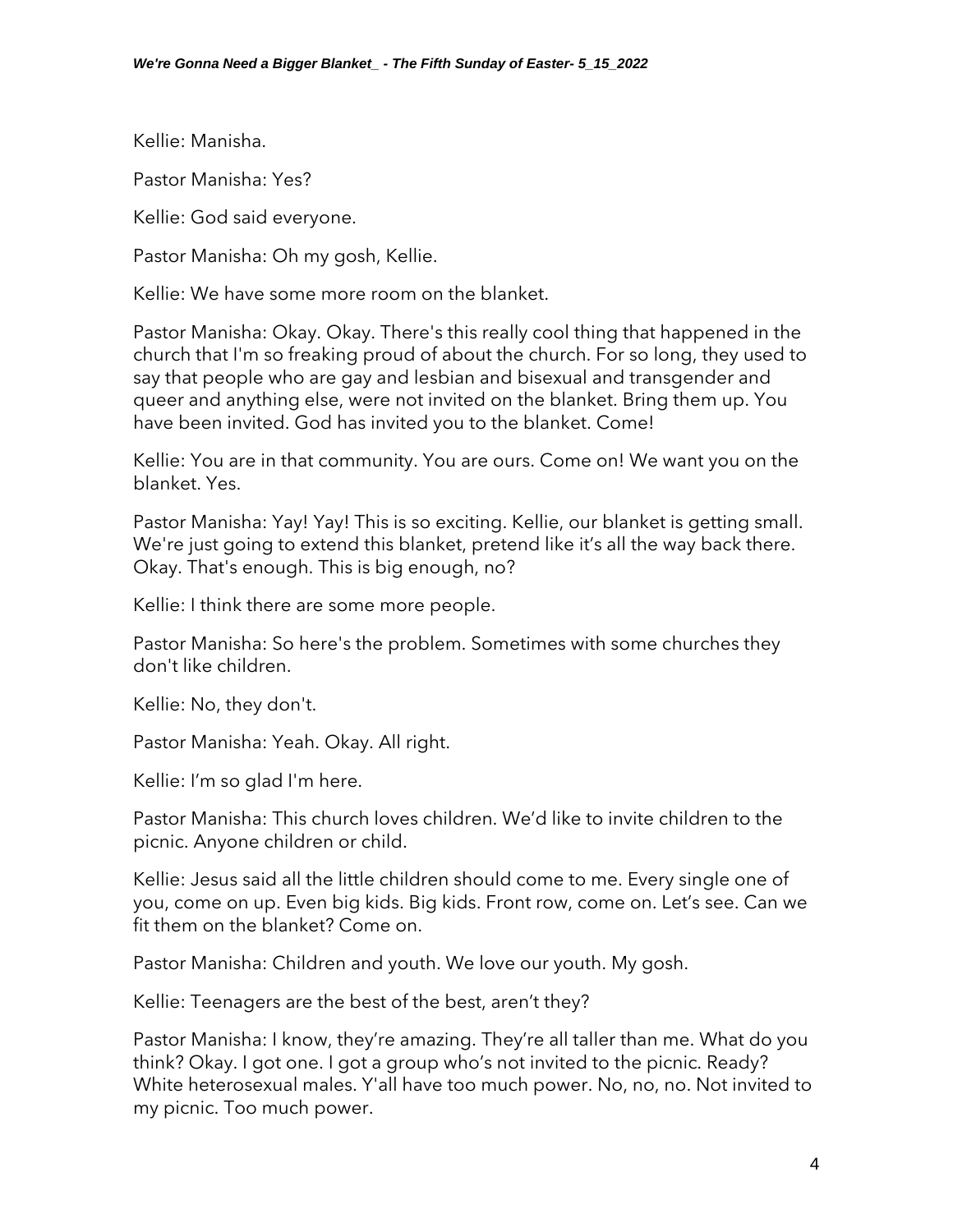Kellie: Manisha.

Pastor Manisha: Yes?

Kellie: God said everyone.

Pastor Manisha: Oh my gosh, Kellie.

Kellie: We have some more room on the blanket.

Pastor Manisha: Okay. Okay. There's this really cool thing that happened in the church that I'm so freaking proud of about the church. For so long, they used to say that people who are gay and lesbian and bisexual and transgender and queer and anything else, were not invited on the blanket. Bring them up. You have been invited. God has invited you to the blanket. Come!

Kellie: You are in that community. You are ours. Come on! We want you on the blanket. Yes.

Pastor Manisha: Yay! Yay! This is so exciting. Kellie, our blanket is getting small. We're just going to extend this blanket, pretend like it's all the way back there. Okay. That's enough. This is big enough, no?

Kellie: I think there are some more people.

Pastor Manisha: So here's the problem. Sometimes with some churches they don't like children.

Kellie: No, they don't.

Pastor Manisha: Yeah. Okay. All right.

Kellie: I'm so glad I'm here.

Pastor Manisha: This church loves children. We'd like to invite children to the picnic. Anyone children or child.

Kellie: Jesus said all the little children should come to me. Every single one of you, come on up. Even big kids. Big kids. Front row, come on. Let's see. Can we fit them on the blanket? Come on.

Pastor Manisha: Children and youth. We love our youth. My gosh.

Kellie: Teenagers are the best of the best, aren't they?

Pastor Manisha: I know, they're amazing. They're all taller than me. What do you think? Okay. I got one. I got a group who's not invited to the picnic. Ready? White heterosexual males. Y'all have too much power. No, no, no. Not invited to my picnic. Too much power.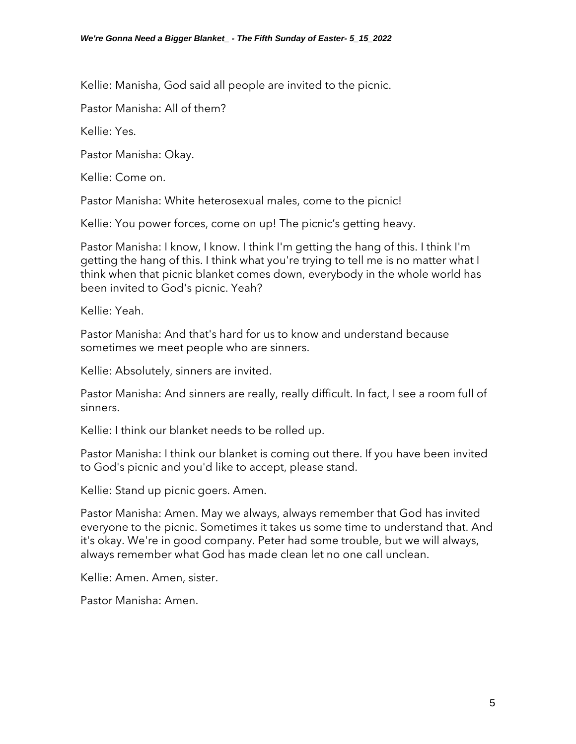Kellie: Manisha, God said all people are invited to the picnic.

Pastor Manisha: All of them?

Kellie: Yes.

Pastor Manisha: Okay.

Kellie: Come on.

Pastor Manisha: White heterosexual males, come to the picnic!

Kellie: You power forces, come on up! The picnic's getting heavy.

Pastor Manisha: I know, I know. I think I'm getting the hang of this. I think I'm getting the hang of this. I think what you're trying to tell me is no matter what I think when that picnic blanket comes down, everybody in the whole world has been invited to God's picnic. Yeah?

Kellie: Yeah.

Pastor Manisha: And that's hard for us to know and understand because sometimes we meet people who are sinners.

Kellie: Absolutely, sinners are invited.

Pastor Manisha: And sinners are really, really difficult. In fact, I see a room full of sinners.

Kellie: I think our blanket needs to be rolled up.

Pastor Manisha: I think our blanket is coming out there. If you have been invited to God's picnic and you'd like to accept, please stand.

Kellie: Stand up picnic goers. Amen.

Pastor Manisha: Amen. May we always, always remember that God has invited everyone to the picnic. Sometimes it takes us some time to understand that. And it's okay. We're in good company. Peter had some trouble, but we will always, always remember what God has made clean let no one call unclean.

Kellie: Amen. Amen, sister.

Pastor Manisha: Amen.